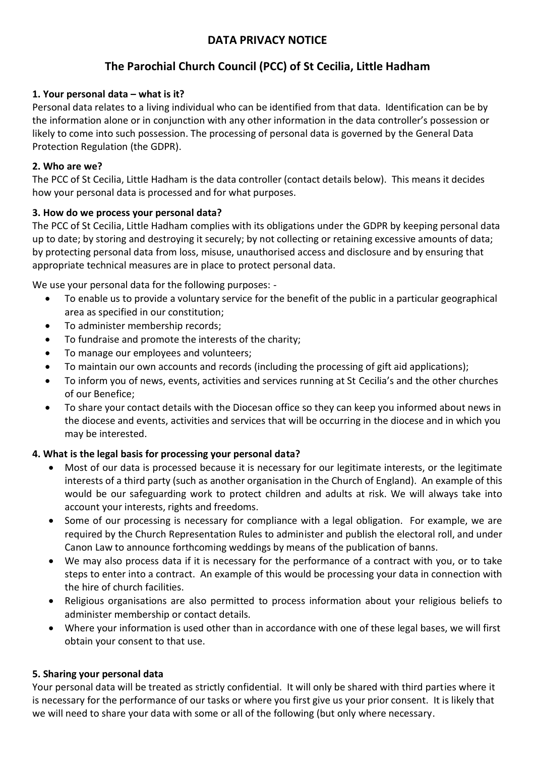# DATA PRIVACY NOTICE

## The Parochial Church Council (PCC) of St Cecilia, Little Hadham

**1. Your personal data – what is it?**

Personal data relates to a living individual who can be identified from that data. Identification can be by the information alone or in conjunction with any other information in the data controller's possession or likely to come into such possession. The processing of personal data is governed by the General Data Protection Regulation (the GDPR).

**2. Who are we?**

The PCC of St Cecilia, Little Hadham is the data controller (contact details below). This means it decides how your personal data is processed and for what purposes.

**3. How do we process your personal data?**

The PCC of St Cecilia, Little Hadham complies with its obligations under the GDPR by keeping personal data up to date; by storing and destroying it securely; by not collecting or retaining excessive amounts of data; by protecting personal data from loss, misuse, unauthorised access and disclosure and by ensuring that appropriate technical measures are in place to protect personal data.

We use your personal data for the following purposes: -

- To enable us to provide a voluntary service for the benefit of the public in a particular geographical area as specified in our constitution;
- To administer membership records;
- To fundraise and promote the interests of the charity;
- To manage our employees and volunteers;
- To maintain our own accounts and records (including the processing of gift aid applications);
- To inform you of news, events, activities and services running at St Cecilia's and the other churches of our Benefice;
- To share your contact details with the Diocesan office so they can keep you informed about news in the diocese and events, activities and services that will be occurring in the diocese and in which you may be interested.

**4. What is the legal basis for processing your personal data?**

- Most of our data is processed because it is necessary for our legitimate interests, or the legitimate interests of a third party (such as another organisation in the Church of England). An example of this would be our safeguarding work to protect children and adults at risk. We will always take into account your interests, rights and freedoms.
- Some of our processing is necessary for compliance with a legal obligation. For example, we are required by the Church Representation Rules to administer and publish the electoral roll, and under Canon Law to announce forthcoming weddings by means of the publication of banns.
- We may also process data if it is necessary for the performance of a contract with you, or to take steps to enter into a contract. An example of this would be processing your data in connection with the hire of church facilities.
- Religious organisations are also permitted to process information about your religious beliefs to administer membership or contact details.
- Where your information is used other than in accordance with one of these legal bases, we will first obtain your consent to that use.

**5. Sharing your personal data**

Your personal data will be treated as strictly confidential. It will only be shared with third parties where it is necessary for the performance of our tasks or where you first give us your prior consent. It is likely that we will need to share your data with some or all of the following (but only where necessary.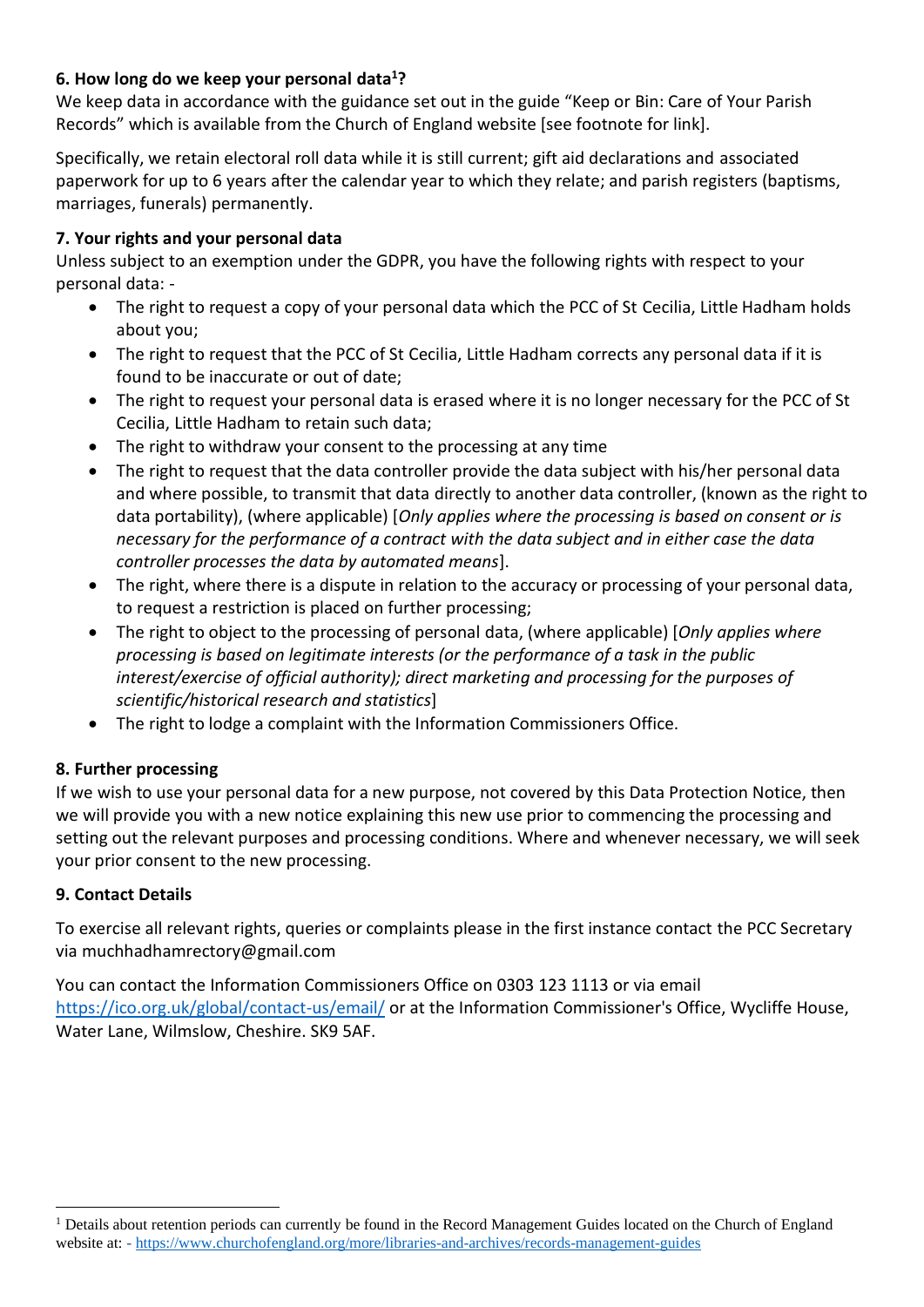### 6. How long do we keep your personal data[1]?

We keep data in accordance with the guidance set out in the guide "Keep or Bin: Care of Your Parish Records" which is available from the Church of England website [see footnote for link].

Specifically, we retain electoral roll data while it is still current; gift aid declarations and associated paperwork for up to 6 years after the calendar year to which they relate; and parish registers (baptisms, marriages, funerals) permanently.

### 7. Your rights and your personal data

Unless subject to an exemption under the GDPR, you have the following rights with respect to your personal data: -

- The right to request a copy of your personal data which the PCC of St Cecilia, Little Hadham holds about you;
- The right to request that the PCC of St Cecilia, Little Hadham corrects any personal data if it is found to be inaccurate or out of date;
- The right to request your personal data is erased where it is no longer necessary for the PCC of St Cecilia, Little Hadham to retain such data;
- The right to withdraw your consent to the processing at any time
- The right to request that the data controller provide the data subject with his/her personal data and where possible, to transmit that data directly to another data controller, (known as the right to data portability), (where applicable) [*Only applies where the processing is based on consent or is necessary for the performance of a contract with the data subject and in either case the data controller processes the data by automated means*].
- The right, where there is a dispute in relation to the accuracy or processing of your personal data, to request a restriction is placed on further processing;
- The right to object to the processing of personal data, (where applicable) [*Only applies where processing is based on legitimate interests (or the performance of a task in the public interest/exercise of official authority); direct marketing and processing for the purposes of scientific/historical research and statistics*]
- The right to lodge a complaint with the Information Commissioners Office.

### 8. Further processing

If we wish to use your personal data for a new purpose, not covered by this Data Protection Notice, then we will provide you with a new notice explaining this new use prior to commencing the processing and setting out the relevant purposes and processing conditions. Where and whenever necessary, we will seek your prior consent to the new processing.

### 9. Contact Details

To exercise all relevant rights, queries or complaints please in the first instance contact the PCC Secretary via muchhadhamrectory@gmail.com

You can contact the Information Commissioners Office on 0303 123 1113 or via email https://ico.org.uk/global/contact-us/email/ or at the Information Commissioner's Office, Wycliffe House, Water Lane, Wilmslow, Cheshire. SK9 5AF.

---

[1] Details about retention periods can currently be found in the Record Management Guides located on the Church of England website at: - https://www.churchofengland.org/more/libraries-and-archives/records-management-guides